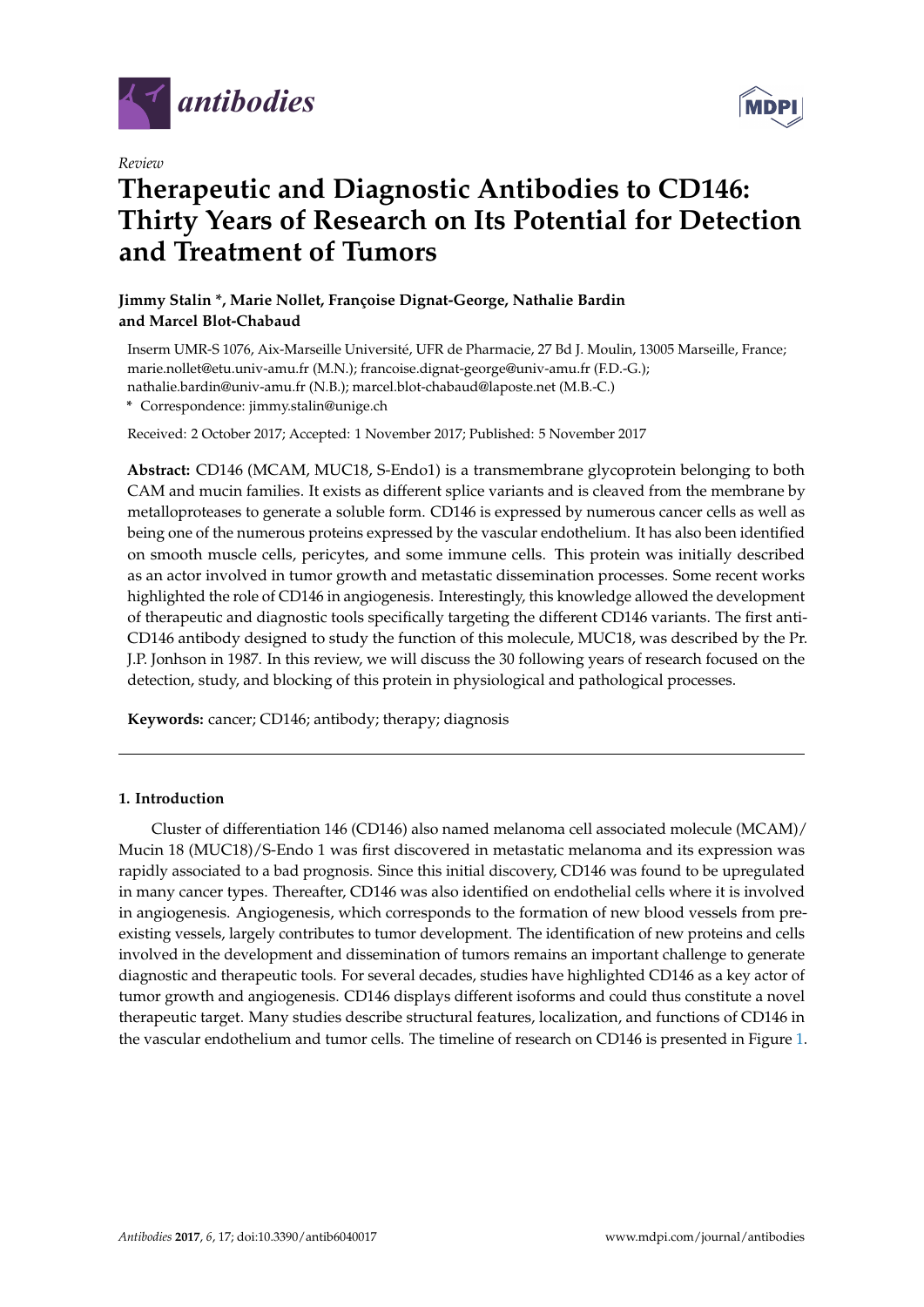*Review*

# Therapeutic and Diagnostic Antibodies to CD146: Thirty Years of Research on Its Potential for Detection and Treatment of Tumors

**Jimmy Stalin \*, Marie Nollet, Françoise Dignat-George, Nathalie Bardin and Marcel Blot-Chabaud**

Inserm UMR-S 1076, Aix-Marseille Université, UFR de Pharmacie, 27 Bd J. Moulin, 13005 Marseille, France; marie.nollet@etu.univ-amu.fr (M.N.); francoise.dignat-george@univ-amu.fr (F.D.-G.); nathalie.bardin@univ-amu.fr (N.B.); marcel.blot-chabaud@laposte.net (M.B.-C.)

\* Correspondence: jimmy.stalin@unige.ch

Received: 2 October 2017; Accepted: 1 November 2017; Published: 5 November 2017

**Abstract:** CD146 (MCAM, MUC18, S-Endo1) is a transmembrane glycoprotein belonging to both CAM and mucin families. It exists as different splice variants and is cleaved from the membrane by metalloproteases to generate a soluble form. CD146 is expressed by numerous cancer cells as well as being one of the numerous proteins expressed by the vascular endothelium. It has also been identified on smooth muscle cells, pericytes, and some immune cells. This protein was initially described as an actor involved in tumor growth and metastatic dissemination processes. Some recent works highlighted the role of CD146 in angiogenesis. Interestingly, this knowledge allowed the development of therapeutic and diagnostic tools specifically targeting the different CD146 variants. The first anti-CD146 antibody designed to study the function of this molecule, MUC18, was described by the Pr. J.P. Jonhson in 1987. In this review, we will discuss the 30 following years of research focused on the detection, study, and blocking of this protein in physiological and pathological processes.

**Keywords:** cancer; CD146; antibody; therapy; diagnosis

## 1. Introduction

Cluster of differentiation 146 (CD146) also named melanoma cell associated molecule (MCAM)/ Mucin 18 (MUC18)/S-Endo 1 was first discovered in metastatic melanoma and its expression was rapidly associated to a bad prognosis. Since this initial discovery, CD146 was found to be upregulated in many cancer types. Thereafter, CD146 was also identified on endothelial cells where it is involved in angiogenesis. Angiogenesis, which corresponds to the formation of new blood vessels from pre-existing vessels, largely contributes to tumor development. The identification of new proteins and cells involved in the development and dissemination of tumors remains an important challenge to generate diagnostic and therapeutic tools. For several decades, studies have highlighted CD146 as a key actor of tumor growth and angiogenesis. CD146 displays different isoforms and could thus constitute a novel therapeutic target. Many studies describe structural features, localization, and functions of CD146 in the vascular endothelium and tumor cells. The timeline of research on CD146 is presented in Figure 1.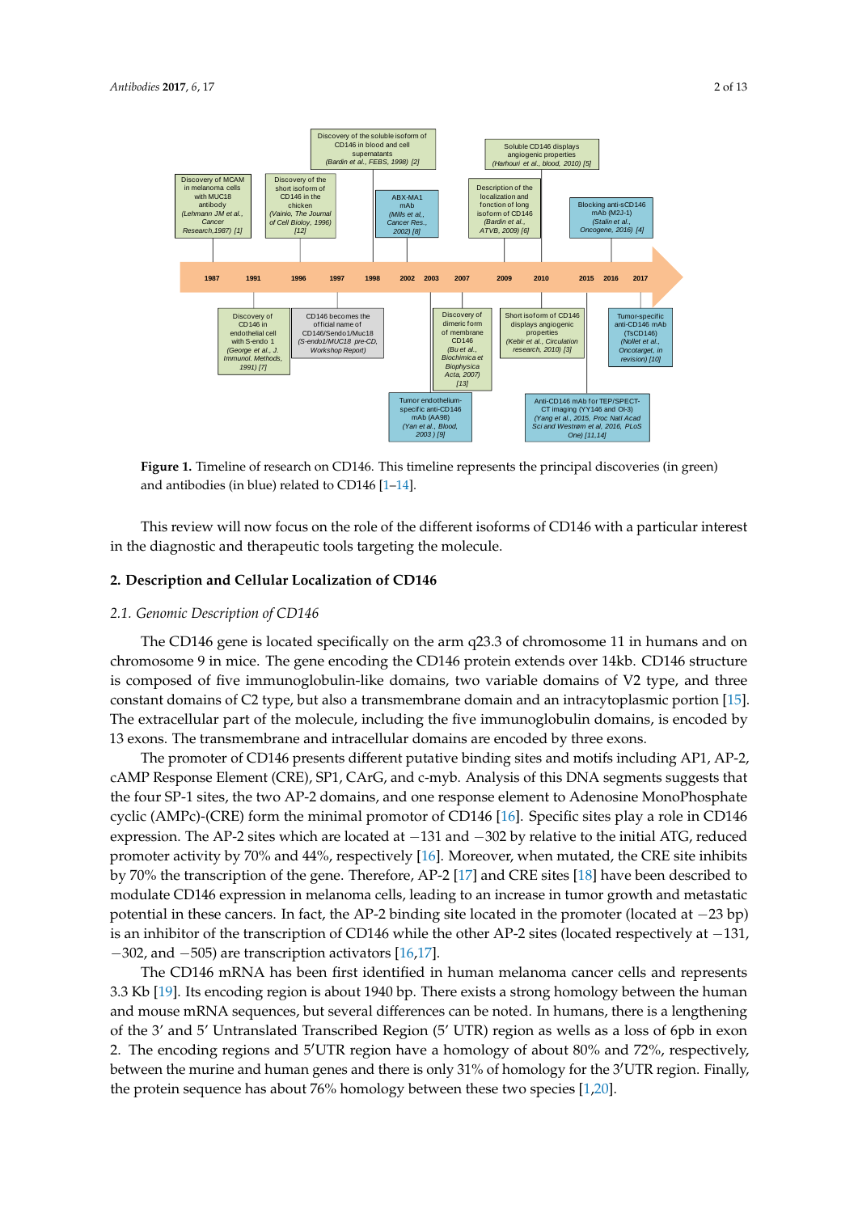Figure 1. Timeline of research on CD146. This timeline represents the principal discoveries (in green) and antibodies (in blue) related to CD146 [1–14].

This review will now focus on the role of the different isoforms of CD146 with a particular interest in the diagnostic and therapeutic tools targeting the molecule.

## 2. Description and Cellular Localization of CD146

### 2.1. Genomic Description of CD146

The CD146 gene is located specifically on the arm q23.3 of chromosome 11 in humans and on chromosome 9 in mice. The gene encoding the CD146 protein extends over 14kb. CD146 structure is composed of five immunoglobulin-like domains, two variable domains of V2 type, and three constant domains of C2 type, but also a transmembrane domain and an intracytoplasmic portion [15]. The extracellular part of the molecule, including the five immunoglobulin domains, is encoded by 13 exons. The transmembrane and intracellular domains are encoded by three exons.

The promoter of CD146 presents different putative binding sites and motifs including AP1, AP-2, cAMP Response Element (CRE), SP1, CArG, and c-myb. Analysis of this DNA segments suggests that the four SP-1 sites, the two AP-2 domains, and one response element to Adenosine MonoPhosphate cyclic (AMPc)-(CRE) form the minimal promotor of CD146 [16]. Specific sites play a role in CD146 expression. The AP-2 sites which are located at −131 and −302 by relative to the initial ATG, reduced promoter activity by 70% and 44%, respectively [16]. Moreover, when mutated, the CRE site inhibits by 70% the transcription of the gene. Therefore, AP-2 [17] and CRE sites [18] have been described to modulate CD146 expression in melanoma cells, leading to an increase in tumor growth and metastatic potential in these cancers. In fact, the AP-2 binding site located in the promoter (located at −23 bp) is an inhibitor of the transcription of CD146 while the other AP-2 sites (located respectively at −131, −302, and −505) are transcription activators [16,17].

The CD146 mRNA has been first identified in human melanoma cancer cells and represents 3.3 Kb [19]. Its encoding region is about 1940 bp. There exists a strong homology between the human and mouse mRNA sequences, but several differences can be noted. In humans, there is a lengthening of the 3′ and 5′ Untranslated Transcribed Region (5′ UTR) region as wells as a loss of 6pb in exon 2. The encoding regions and 5′UTR region have a homology of about 80% and 72%, respectively, between the murine and human genes and there is only 31% of homology for the 3′UTR region. Finally, the protein sequence has about 76% homology between these two species [1,20].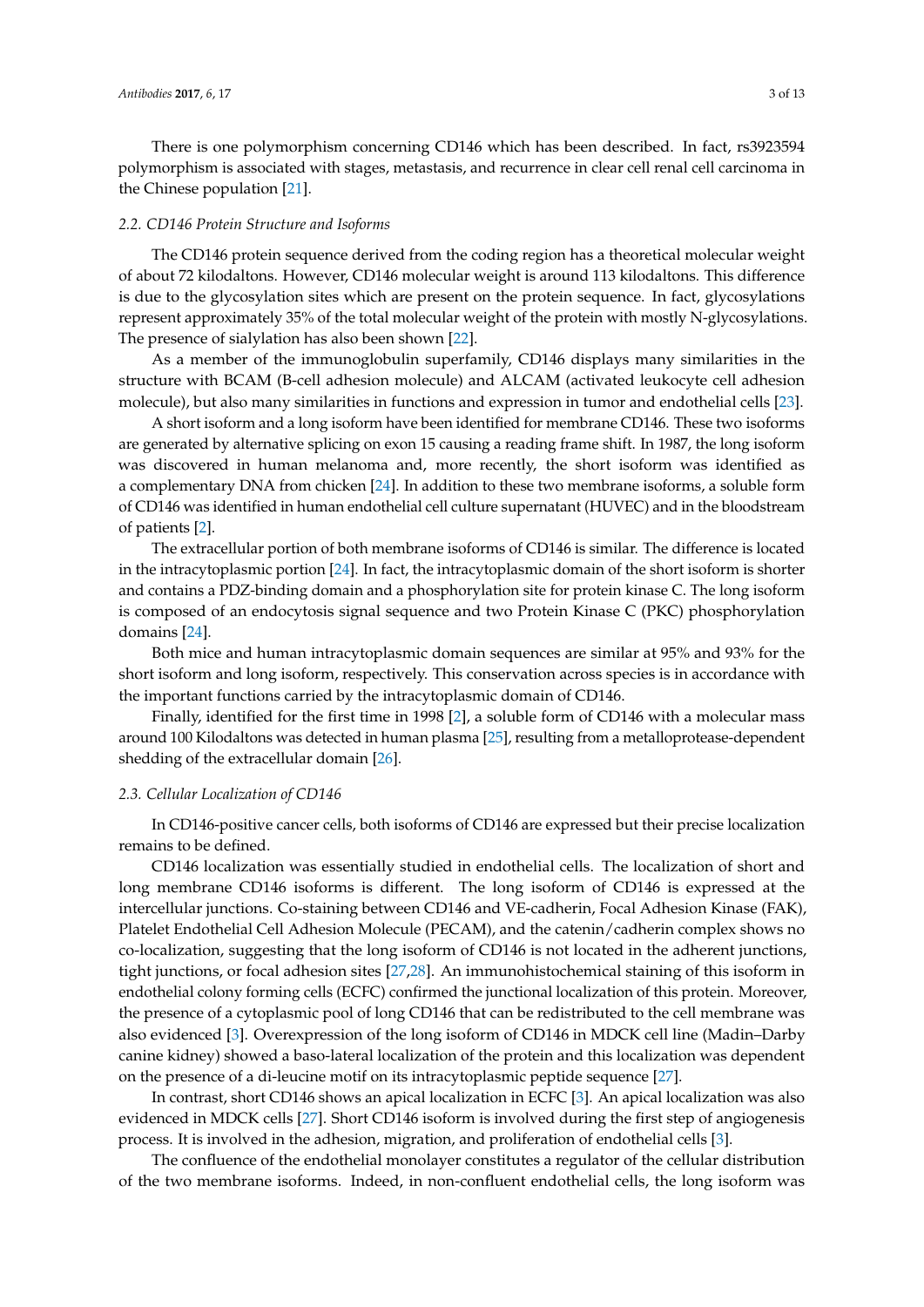There is one polymorphism concerning CD146 which has been described. In fact, rs3923594 polymorphism is associated with stages, metastasis, and recurrence in clear cell renal cell carcinoma in the Chinese population [21].

### 2.2. CD146 Protein Structure and Isoforms

The CD146 protein sequence derived from the coding region has a theoretical molecular weight of about 72 kilodaltons. However, CD146 molecular weight is around 113 kilodaltons. This difference is due to the glycosylation sites which are present on the protein sequence. In fact, glycosylations represent approximately 35% of the total molecular weight of the protein with mostly N-glycosylations. The presence of sialylation has also been shown [22].

As a member of the immunoglobulin superfamily, CD146 displays many similarities in the structure with BCAM (B-cell adhesion molecule) and ALCAM (activated leukocyte cell adhesion molecule), but also many similarities in functions and expression in tumor and endothelial cells [23].

A short isoform and a long isoform have been identified for membrane CD146. These two isoforms are generated by alternative splicing on exon 15 causing a reading frame shift. In 1987, the long isoform was discovered in human melanoma and, more recently, the short isoform was identified as a complementary DNA from chicken [24]. In addition to these two membrane isoforms, a soluble form of CD146 was identified in human endothelial cell culture supernatant (HUVEC) and in the bloodstream of patients [2].

The extracellular portion of both membrane isoforms of CD146 is similar. The difference is located in the intracytoplasmic portion [24]. In fact, the intracytoplasmic domain of the short isoform is shorter and contains a PDZ-binding domain and a phosphorylation site for protein kinase C. The long isoform is composed of an endocytosis signal sequence and two Protein Kinase C (PKC) phosphorylation domains [24].

Both mice and human intracytoplasmic domain sequences are similar at 95% and 93% for the short isoform and long isoform, respectively. This conservation across species is in accordance with the important functions carried by the intracytoplasmic domain of CD146.

Finally, identified for the first time in 1998 [2], a soluble form of CD146 with a molecular mass around 100 Kilodaltons was detected in human plasma [25], resulting from a metalloprotease-dependent shedding of the extracellular domain [26].

### 2.3. Cellular Localization of CD146

In CD146-positive cancer cells, both isoforms of CD146 are expressed but their precise localization remains to be defined.

CD146 localization was essentially studied in endothelial cells. The localization of short and long membrane CD146 isoforms is different. The long isoform of CD146 is expressed at the intercellular junctions. Co-staining between CD146 and VE-cadherin, Focal Adhesion Kinase (FAK), Platelet Endothelial Cell Adhesion Molecule (PECAM), and the catenin/cadherin complex shows no co-localization, suggesting that the long isoform of CD146 is not located in the adherent junctions, tight junctions, or focal adhesion sites [27,28]. An immunohistochemical staining of this isoform in endothelial colony forming cells (ECFC) confirmed the junctional localization of this protein. Moreover, the presence of a cytoplasmic pool of long CD146 that can be redistributed to the cell membrane was also evidenced [3]. Overexpression of the long isoform of CD146 in MDCK cell line (Madin–Darby canine kidney) showed a baso-lateral localization of the protein and this localization was dependent on the presence of a di-leucine motif on its intracytoplasmic peptide sequence [27].

In contrast, short CD146 shows an apical localization in ECFC [3]. An apical localization was also evidenced in MDCK cells [27]. Short CD146 isoform is involved during the first step of angiogenesis process. It is involved in the adhesion, migration, and proliferation of endothelial cells [3].

The confluence of the endothelial monolayer constitutes a regulator of the cellular distribution of the two membrane isoforms. Indeed, in non-confluent endothelial cells, the long isoform was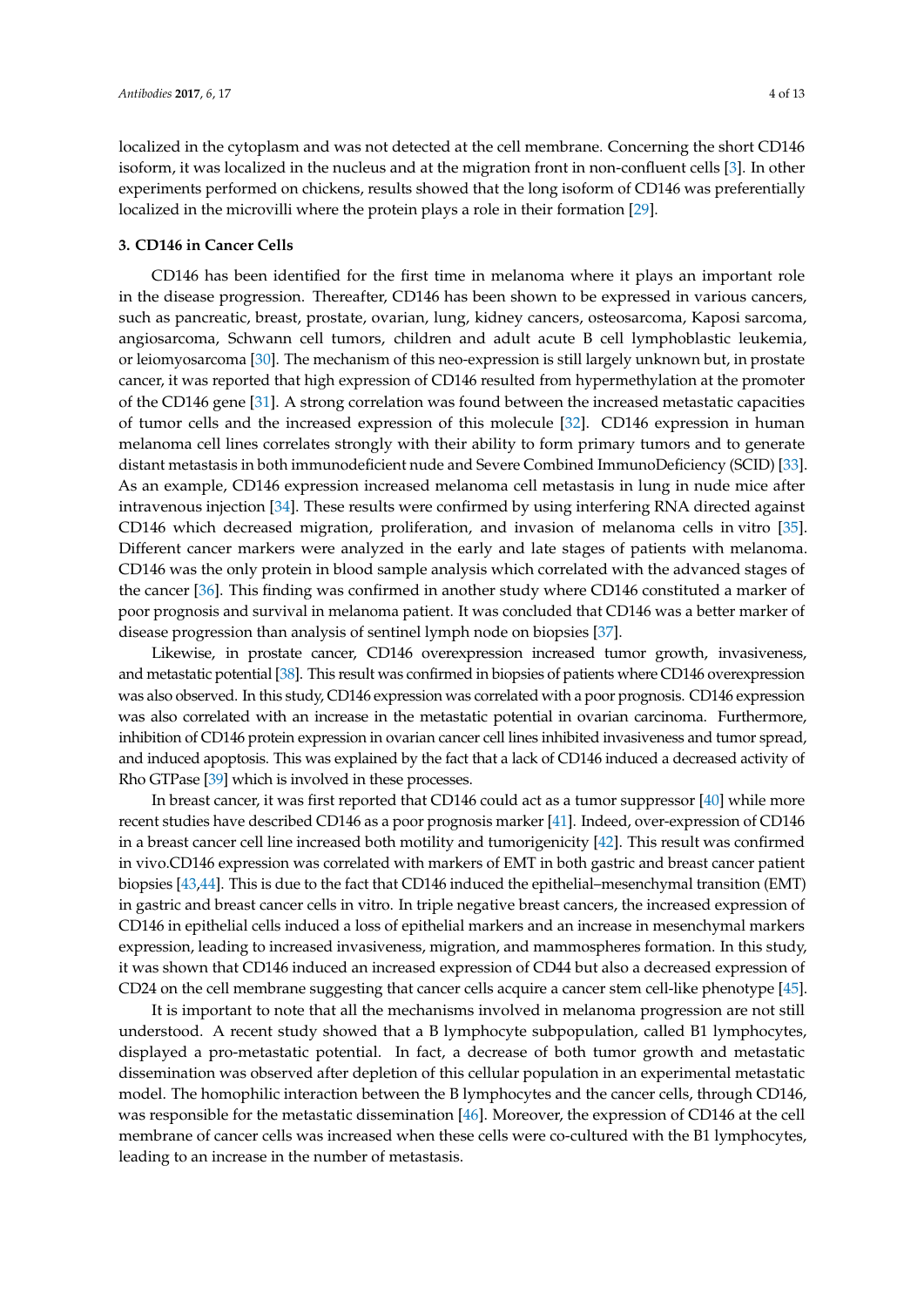localized in the cytoplasm and was not detected at the cell membrane. Concerning the short CD146 isoform, it was localized in the nucleus and at the migration front in non-confluent cells [3]. In other experiments performed on chickens, results showed that the long isoform of CD146 was preferentially localized in the microvilli where the protein plays a role in their formation [29].

## 3. CD146 in Cancer Cells

CD146 has been identified for the first time in melanoma where it plays an important role in the disease progression. Thereafter, CD146 has been shown to be expressed in various cancers, such as pancreatic, breast, prostate, ovarian, lung, kidney cancers, osteosarcoma, Kaposi sarcoma, angiosarcoma, Schwann cell tumors, children and adult acute B cell lymphoblastic leukemia, or leiomyosarcoma [30]. The mechanism of this neo-expression is still largely unknown but, in prostate cancer, it was reported that high expression of CD146 resulted from hypermethylation at the promoter of the CD146 gene [31]. A strong correlation was found between the increased metastatic capacities of tumor cells and the increased expression of this molecule [32]. CD146 expression in human melanoma cell lines correlates strongly with their ability to form primary tumors and to generate distant metastasis in both immunodeficient nude and Severe Combined ImmunoDeficiency (SCID) [33]. As an example, CD146 expression increased melanoma cell metastasis in lung in nude mice after intravenous injection [34]. These results were confirmed by using interfering RNA directed against CD146 which decreased migration, proliferation, and invasion of melanoma cells in vitro [35]. Different cancer markers were analyzed in the early and late stages of patients with melanoma. CD146 was the only protein in blood sample analysis which correlated with the advanced stages of the cancer [36]. This finding was confirmed in another study where CD146 constituted a marker of poor prognosis and survival in melanoma patient. It was concluded that CD146 was a better marker of disease progression than analysis of sentinel lymph node on biopsies [37].

Likewise, in prostate cancer, CD146 overexpression increased tumor growth, invasiveness, and metastatic potential [38]. This result was confirmed in biopsies of patients where CD146 overexpression was also observed. In this study, CD146 expression was correlated with a poor prognosis. CD146 expression was also correlated with an increase in the metastatic potential in ovarian carcinoma. Furthermore, inhibition of CD146 protein expression in ovarian cancer cell lines inhibited invasiveness and tumor spread, and induced apoptosis. This was explained by the fact that a lack of CD146 induced a decreased activity of Rho GTPase [39] which is involved in these processes.

In breast cancer, it was first reported that CD146 could act as a tumor suppressor [40] while more recent studies have described CD146 as a poor prognosis marker [41]. Indeed, over-expression of CD146 in a breast cancer cell line increased both motility and tumorigenicity [42]. This result was confirmed in vivo.CD146 expression was correlated with markers of EMT in both gastric and breast cancer patient biopsies [43,44]. This is due to the fact that CD146 induced the epithelial–mesenchymal transition (EMT) in gastric and breast cancer cells in vitro. In triple negative breast cancers, the increased expression of CD146 in epithelial cells induced a loss of epithelial markers and an increase in mesenchymal markers expression, leading to increased invasiveness, migration, and mammospheres formation. In this study, it was shown that CD146 induced an increased expression of CD44 but also a decreased expression of CD24 on the cell membrane suggesting that cancer cells acquire a cancer stem cell-like phenotype [45].

It is important to note that all the mechanisms involved in melanoma progression are not still understood. A recent study showed that a B lymphocyte subpopulation, called B1 lymphocytes, displayed a pro-metastatic potential. In fact, a decrease of both tumor growth and metastatic dissemination was observed after depletion of this cellular population in an experimental metastatic model. The homophilic interaction between the B lymphocytes and the cancer cells, through CD146, was responsible for the metastatic dissemination [46]. Moreover, the expression of CD146 at the cell membrane of cancer cells was increased when these cells were co-cultured with the B1 lymphocytes, leading to an increase in the number of metastasis.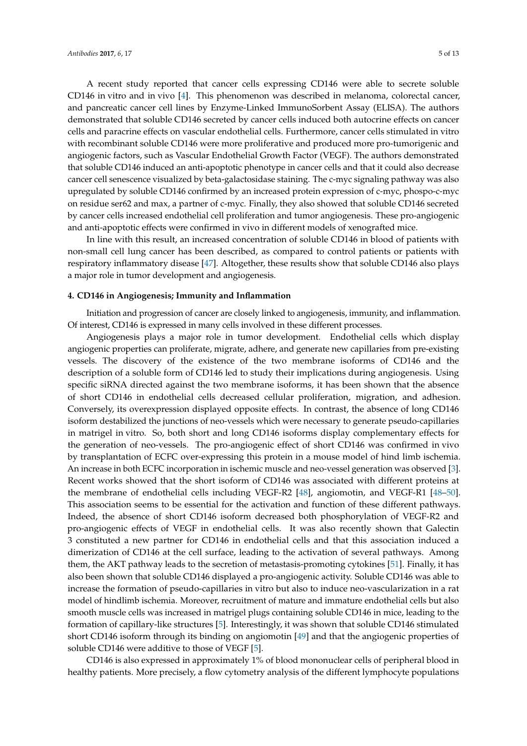A recent study reported that cancer cells expressing CD146 were able to secrete soluble CD146 in vitro and in vivo [4]. This phenomenon was described in melanoma, colorectal cancer, and pancreatic cancer cell lines by Enzyme-Linked ImmunoSorbent Assay (ELISA). The authors demonstrated that soluble CD146 secreted by cancer cells induced both autocrine effects on cancer cells and paracrine effects on vascular endothelial cells. Furthermore, cancer cells stimulated in vitro with recombinant soluble CD146 were more proliferative and produced more pro-tumorigenic and angiogenic factors, such as Vascular Endothelial Growth Factor (VEGF). The authors demonstrated that soluble CD146 induced an anti-apoptotic phenotype in cancer cells and that it could also decrease cancer cell senescence visualized by beta-galactosidase staining. The c-myc signaling pathway was also upregulated by soluble CD146 confirmed by an increased protein expression of c-myc, phospo-c-myc on residue ser62 and max, a partner of c-myc. Finally, they also showed that soluble CD146 secreted by cancer cells increased endothelial cell proliferation and tumor angiogenesis. These pro-angiogenic and anti-apoptotic effects were confirmed in vivo in different models of xenografted mice.

In line with this result, an increased concentration of soluble CD146 in blood of patients with non-small cell lung cancer has been described, as compared to control patients or patients with respiratory inflammatory disease [47]. Altogether, these results show that soluble CD146 also plays a major role in tumor development and angiogenesis.

## 4. CD146 in Angiogenesis; Immunity and Inflammation

Initiation and progression of cancer are closely linked to angiogenesis, immunity, and inflammation. Of interest, CD146 is expressed in many cells involved in these different processes.

Angiogenesis plays a major role in tumor development. Endothelial cells which display angiogenic properties can proliferate, migrate, adhere, and generate new capillaries from pre-existing vessels. The discovery of the existence of the two membrane isoforms of CD146 and the description of a soluble form of CD146 led to study their implications during angiogenesis. Using specific siRNA directed against the two membrane isoforms, it has been shown that the absence of short CD146 in endothelial cells decreased cellular proliferation, migration, and adhesion. Conversely, its overexpression displayed opposite effects. In contrast, the absence of long CD146 isoform destabilized the junctions of neo-vessels which were necessary to generate pseudo-capillaries in matrigel in vitro. So, both short and long CD146 isoforms display complementary effects for the generation of neo-vessels. The pro-angiogenic effect of short CD146 was confirmed in vivo by transplantation of ECFC over-expressing this protein in a mouse model of hind limb ischemia. An increase in both ECFC incorporation in ischemic muscle and neo-vessel generation was observed [3]. Recent works showed that the short isoform of CD146 was associated with different proteins at the membrane of endothelial cells including VEGF-R2 [48], angiomotin, and VEGF-R1 [48–50]. This association seems to be essential for the activation and function of these different pathways. Indeed, the absence of short CD146 isoform decreased both phosphorylation of VEGF-R2 and pro-angiogenic effects of VEGF in endothelial cells. It was also recently shown that Galectin 3 constituted a new partner for CD146 in endothelial cells and that this association induced a dimerization of CD146 at the cell surface, leading to the activation of several pathways. Among them, the AKT pathway leads to the secretion of metastasis-promoting cytokines [51]. Finally, it has also been shown that soluble CD146 displayed a pro-angiogenic activity. Soluble CD146 was able to increase the formation of pseudo-capillaries in vitro but also to induce neo-vascularization in a rat model of hindlimb ischemia. Moreover, recruitment of mature and immature endothelial cells but also smooth muscle cells was increased in matrigel plugs containing soluble CD146 in mice, leading to the formation of capillary-like structures [5]. Interestingly, it was shown that soluble CD146 stimulated short CD146 isoform through its binding on angiomotin [49] and that the angiogenic properties of soluble CD146 were additive to those of VEGF [5].

CD146 is also expressed in approximately 1% of blood mononuclear cells of peripheral blood in healthy patients. More precisely, a flow cytometry analysis of the different lymphocyte populations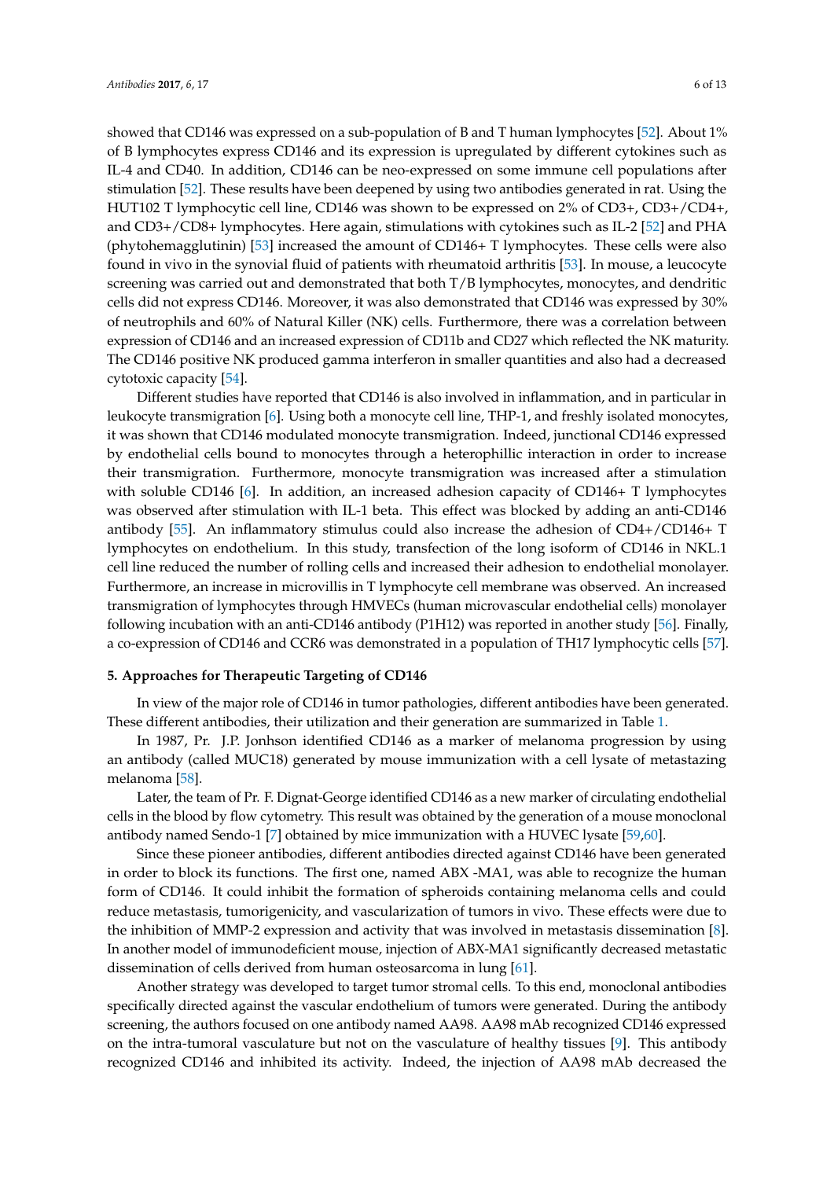showed that CD146 was expressed on a sub-population of B and T human lymphocytes [52]. About 1% of B lymphocytes express CD146 and its expression is upregulated by different cytokines such as IL-4 and CD40. In addition, CD146 can be neo-expressed on some immune cell populations after stimulation [52]. These results have been deepened by using two antibodies generated in rat. Using the HUT102 T lymphocytic cell line, CD146 was shown to be expressed on 2% of CD3+, CD3+/CD4+, and CD3+/CD8+ lymphocytes. Here again, stimulations with cytokines such as IL-2 [52] and PHA (phytohemagglutinin) [53] increased the amount of CD146+ T lymphocytes. These cells were also found in vivo in the synovial fluid of patients with rheumatoid arthritis [53]. In mouse, a leucocyte screening was carried out and demonstrated that both T/B lymphocytes, monocytes, and dendritic cells did not express CD146. Moreover, it was also demonstrated that CD146 was expressed by 30% of neutrophils and 60% of Natural Killer (NK) cells. Furthermore, there was a correlation between expression of CD146 and an increased expression of CD11b and CD27 which reflected the NK maturity. The CD146 positive NK produced gamma interferon in smaller quantities and also had a decreased cytotoxic capacity [54].

Different studies have reported that CD146 is also involved in inflammation, and in particular in leukocyte transmigration [6]. Using both a monocyte cell line, THP-1, and freshly isolated monocytes, it was shown that CD146 modulated monocyte transmigration. Indeed, junctional CD146 expressed by endothelial cells bound to monocytes through a heterophillic interaction in order to increase their transmigration. Furthermore, monocyte transmigration was increased after a stimulation with soluble CD146 [6]. In addition, an increased adhesion capacity of CD146+ T lymphocytes was observed after stimulation with IL-1 beta. This effect was blocked by adding an anti-CD146 antibody [55]. An inflammatory stimulus could also increase the adhesion of CD4+/CD146+ T lymphocytes on endothelium. In this study, transfection of the long isoform of CD146 in NKL.1 cell line reduced the number of rolling cells and increased their adhesion to endothelial monolayer. Furthermore, an increase in microvillis in T lymphocyte cell membrane was observed. An increased transmigration of lymphocytes through HMVECs (human microvascular endothelial cells) monolayer following incubation with an anti-CD146 antibody (P1H12) was reported in another study [56]. Finally, a co-expression of CD146 and CCR6 was demonstrated in a population of TH17 lymphocytic cells [57].

## 5. Approaches for Therapeutic Targeting of CD146

In view of the major role of CD146 in tumor pathologies, different antibodies have been generated. These different antibodies, their utilization and their generation are summarized in Table 1.

In 1987, Pr. J.P. Jonhson identified CD146 as a marker of melanoma progression by using an antibody (called MUC18) generated by mouse immunization with a cell lysate of metastazing melanoma [58].

Later, the team of Pr. F. Dignat-George identified CD146 as a new marker of circulating endothelial cells in the blood by flow cytometry. This result was obtained by the generation of a mouse monoclonal antibody named Sendo-1 [7] obtained by mice immunization with a HUVEC lysate [59,60].

Since these pioneer antibodies, different antibodies directed against CD146 have been generated in order to block its functions. The first one, named ABX -MA1, was able to recognize the human form of CD146. It could inhibit the formation of spheroids containing melanoma cells and could reduce metastasis, tumorigenicity, and vascularization of tumors in vivo. These effects were due to the inhibition of MMP-2 expression and activity that was involved in metastasis dissemination [8]. In another model of immunodeficient mouse, injection of ABX-MA1 significantly decreased metastatic dissemination of cells derived from human osteosarcoma in lung [61].

Another strategy was developed to target tumor stromal cells. To this end, monoclonal antibodies specifically directed against the vascular endothelium of tumors were generated. During the antibody screening, the authors focused on one antibody named AA98. AA98 mAb recognized CD146 expressed on the intra-tumoral vasculature but not on the vasculature of healthy tissues [9]. This antibody recognized CD146 and inhibited its activity. Indeed, the injection of AA98 mAb decreased the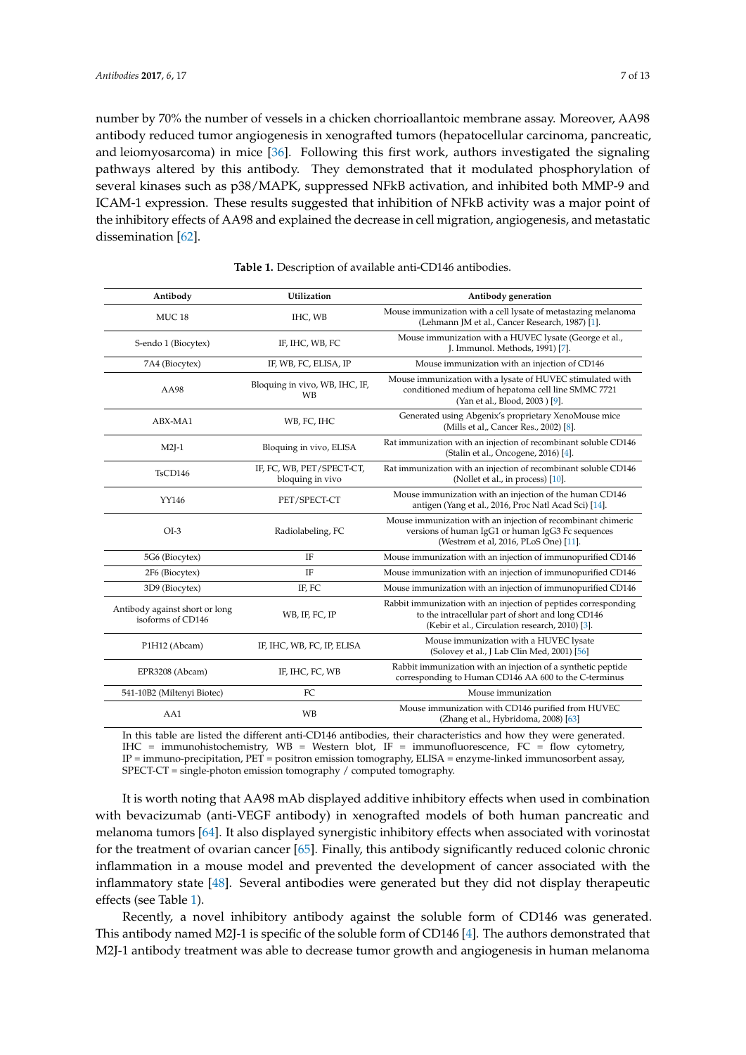number by 70% the number of vessels in a chicken chorrioallantoic membrane assay. Moreover, AA98 antibody reduced tumor angiogenesis in xenografted tumors (hepatocellular carcinoma, pancreatic, and leiomyosarcoma) in mice [36]. Following this first work, authors investigated the signaling pathways altered by this antibody. They demonstrated that it modulated phosphorylation of several kinases such as p38/MAPK, suppressed NFkB activation, and inhibited both MMP-9 and ICAM-1 expression. These results suggested that inhibition of NFkB activity was a major point of the inhibitory effects of AA98 and explained the decrease in cell migration, angiogenesis, and metastatic dissemination [62].

**Table 1.** Description of available anti-CD146 antibodies.

| Antibody | Utilization | Antibody generation |
|---|---|---|
| MUC 18 | IHC, WB | Mouse immunization with a cell lysate of metastazing melanoma (Lehmann JM et al., Cancer Research, 1987) [1]. |
| S-endo 1 (Biocytex) | IF, IHC, WB, FC | Mouse immunization with a HUVEC lysate (George et al., J. Immunol. Methods, 1991) [7]. |
| 7A4 (Biocytex) | IF, WB, FC, ELISA, IP | Mouse immunization with an injection of CD146 |
| AA98 | Bloquing in vivo, WB, IHC, IF, WB | Mouse immunization with a lysate of HUVEC stimulated with conditioned medium of hepatoma cell line SMMC 7721 (Yan et al., Blood, 2003 ) [9]. |
| ABX-MA1 | WB, FC, IHC | Generated using Abgenix's proprietary XenoMouse mice (Mills et al,, Cancer Res., 2002) [8]. |
| M2J-1 | Bloquing in vivo, ELISA | Rat immunization with an injection of recombinant soluble CD146 (Stalin et al., Oncogene, 2016) [4]. |
| TsCD146 | IF, FC, WB, PET/SPECT-CT, bloquing in vivo | Rat immunization with an injection of recombinant soluble CD146 (Nollet et al., in process) [10]. |
| YY146 | PET/SPECT-CT | Mouse immunization with an injection of the human CD146 antigen (Yang et al., 2016, Proc Natl Acad Sci) [14]. |
| OI-3 | Radiolabeling, FC | Mouse immunization with an injection of recombinant chimeric versions of human IgG1 or human IgG3 Fc sequences (Westrøm et al, 2016, PLoS One) [11]. |
| 5G6 (Biocytex) | IF | Mouse immunization with an injection of immunopurified CD146 |
| 2F6 (Biocytex) | IF | Mouse immunization with an injection of immunopurified CD146 |
| 3D9 (Biocytex) | IF, FC | Mouse immunization with an injection of immunopurified CD146 |
| Antibody against short or long isoforms of CD146 | WB, IF, FC, IP | Rabbit immunization with an injection of peptides corresponding to the intracellular part of short and long CD146 (Kebir et al., Circulation research, 2010) [3]. |
| P1H12 (Abcam) | IF, IHC, WB, FC, IP, ELISA | Mouse immunization with a HUVEC lysate (Solovey et al., J Lab Clin Med, 2001) [56] |
| EPR3208 (Abcam) | IF, IHC, FC, WB | Rabbit immunization with an injection of a synthetic peptide corresponding to Human CD146 AA 600 to the C-terminus |
| 541-10B2 (Miltenyi Biotec) | FC | Mouse immunization |
| AA1 | WB | Mouse immunization with CD146 purified from HUVEC (Zhang et al., Hybridoma, 2008) [63] |

In this table are listed the different anti-CD146 antibodies, their characteristics and how they were generated. IHC = immunohistochemistry, WB = Western blot, IF = immunofluorescence, FC = flow cytometry, IP = immuno-precipitation, PET = positron emission tomography, ELISA = enzyme-linked immunosorbent assay, SPECT-CT = single-photon emission tomography / computed tomography.

It is worth noting that AA98 mAb displayed additive inhibitory effects when used in combination with bevacizumab (anti-VEGF antibody) in xenografted models of both human pancreatic and melanoma tumors [64]. It also displayed synergistic inhibitory effects when associated with vorinostat for the treatment of ovarian cancer [65]. Finally, this antibody significantly reduced colonic chronic inflammation in a mouse model and prevented the development of cancer associated with the inflammatory state [48]. Several antibodies were generated but they did not display therapeutic effects (see Table 1).

Recently, a novel inhibitory antibody against the soluble form of CD146 was generated. This antibody named M2J-1 is specific of the soluble form of CD146 [4]. The authors demonstrated that M2J-1 antibody treatment was able to decrease tumor growth and angiogenesis in human melanoma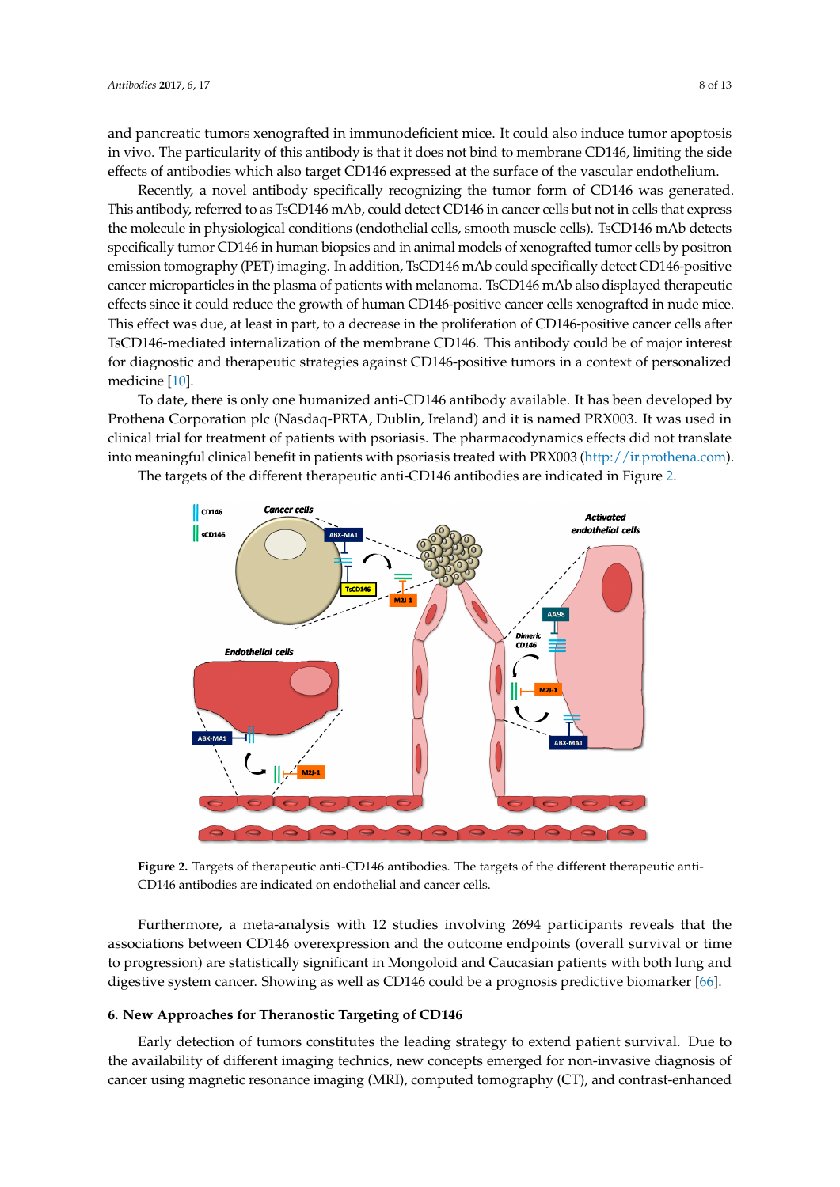and pancreatic tumors xenografted in immunodeficient mice. It could also induce tumor apoptosis in vivo. The particularity of this antibody is that it does not bind to membrane CD146, limiting the side effects of antibodies which also target CD146 expressed at the surface of the vascular endothelium.

Recently, a novel antibody specifically recognizing the tumor form of CD146 was generated. This antibody, referred to as TsCD146 mAb, could detect CD146 in cancer cells but not in cells that express the molecule in physiological conditions (endothelial cells, smooth muscle cells). TsCD146 mAb detects specifically tumor CD146 in human biopsies and in animal models of xenografted tumor cells by positron emission tomography (PET) imaging. In addition, TsCD146 mAb could specifically detect CD146-positive cancer microparticles in the plasma of patients with melanoma. TsCD146 mAb also displayed therapeutic effects since it could reduce the growth of human CD146-positive cancer cells xenografted in nude mice. This effect was due, at least in part, to a decrease in the proliferation of CD146-positive cancer cells after TsCD146-mediated internalization of the membrane CD146. This antibody could be of major interest for diagnostic and therapeutic strategies against CD146-positive tumors in a context of personalized medicine [10].

To date, there is only one humanized anti-CD146 antibody available. It has been developed by Prothena Corporation plc (Nasdaq-PRTA, Dublin, Ireland) and it is named PRX003. It was used in clinical trial for treatment of patients with psoriasis. The pharmacodynamics effects did not translate into meaningful clinical benefit in patients with psoriasis treated with PRX003 (http://ir.prothena.com).

The targets of the different therapeutic anti-CD146 antibodies are indicated in Figure 2.

**Figure 2.** Targets of therapeutic anti-CD146 antibodies. The targets of the different therapeutic anti-CD146 antibodies are indicated on endothelial and cancer cells.

Furthermore, a meta-analysis with 12 studies involving 2694 participants reveals that the associations between CD146 overexpression and the outcome endpoints (overall survival or time to progression) are statistically significant in Mongoloid and Caucasian patients with both lung and digestive system cancer. Showing as well as CD146 could be a prognosis predictive biomarker [66].

## 6. New Approaches for Theranostic Targeting of CD146

Early detection of tumors constitutes the leading strategy to extend patient survival. Due to the availability of different imaging technics, new concepts emerged for non-invasive diagnosis of cancer using magnetic resonance imaging (MRI), computed tomography (CT), and contrast-enhanced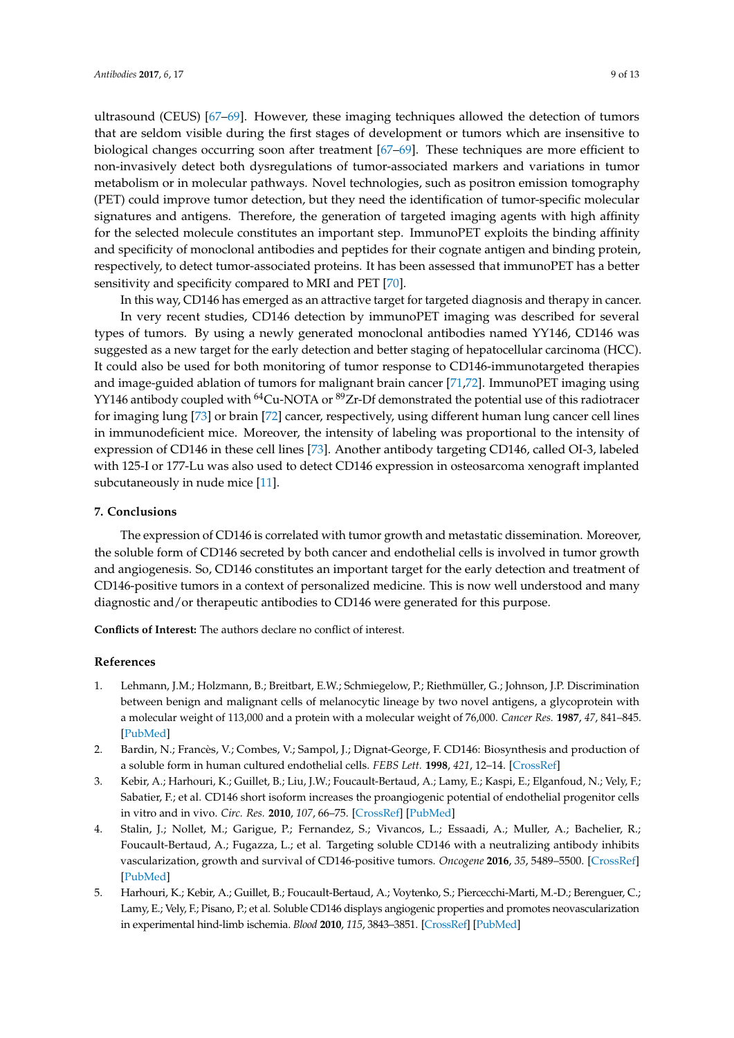ultrasound (CEUS) [67–69]. However, these imaging techniques allowed the detection of tumors that are seldom visible during the first stages of development or tumors which are insensitive to biological changes occurring soon after treatment [67–69]. These techniques are more efficient to non-invasively detect both dysregulations of tumor-associated markers and variations in tumor metabolism or in molecular pathways. Novel technologies, such as positron emission tomography (PET) could improve tumor detection, but they need the identification of tumor-specific molecular signatures and antigens. Therefore, the generation of targeted imaging agents with high affinity for the selected molecule constitutes an important step. ImmunoPET exploits the binding affinity and specificity of monoclonal antibodies and peptides for their cognate antigen and binding protein, respectively, to detect tumor-associated proteins. It has been assessed that immunoPET has a better sensitivity and specificity compared to MRI and PET [70].

In this way, CD146 has emerged as an attractive target for targeted diagnosis and therapy in cancer.

In very recent studies, CD146 detection by immunoPET imaging was described for several types of tumors. By using a newly generated monoclonal antibodies named YY146, CD146 was suggested as a new target for the early detection and better staging of hepatocellular carcinoma (HCC). It could also be used for both monitoring of tumor response to CD146-immunotargeted therapies and image-guided ablation of tumors for malignant brain cancer [71,72]. ImmunoPET imaging using YY146 antibody coupled with $^{64}$Cu-NOTA or $^{89}$Zr-Df demonstrated the potential use of this radiotracer for imaging lung [73] or brain [72] cancer, respectively, using different human lung cancer cell lines in immunodeficient mice. Moreover, the intensity of labeling was proportional to the intensity of expression of CD146 in these cell lines [73]. Another antibody targeting CD146, called OI-3, labeled with 125-I or 177-Lu was also used to detect CD146 expression in osteosarcoma xenograft implanted subcutaneously in nude mice [11].

## 7. Conclusions

The expression of CD146 is correlated with tumor growth and metastatic dissemination. Moreover, the soluble form of CD146 secreted by both cancer and endothelial cells is involved in tumor growth and angiogenesis. So, CD146 constitutes an important target for the early detection and treatment of CD146-positive tumors in a context of personalized medicine. This is now well understood and many diagnostic and/or therapeutic antibodies to CD146 were generated for this purpose.

**Conflicts of Interest:** The authors declare no conflict of interest.

## References

1. Lehmann, J.M.; Holzmann, B.; Breitbart, E.W.; Schmiegelow, P.; Riethmüller, G.; Johnson, J.P. Discrimination between benign and malignant cells of melanocytic lineage by two novel antigens, a glycoprotein with a molecular weight of 113,000 and a protein with a molecular weight of 76,000. *Cancer Res.* **1987**, *47*, 841–845. [PubMed]
2. Bardin, N.; Francès, V.; Combes, V.; Sampol, J.; Dignat-George, F. CD146: Biosynthesis and production of a soluble form in human cultured endothelial cells. *FEBS Lett.* **1998**, *421*, 12–14. [CrossRef]
3. Kebir, A.; Harhouri, K.; Guillet, B.; Liu, J.W.; Foucault-Bertaud, A.; Lamy, E.; Kaspi, E.; Elganfoud, N.; Vely, F.; Sabatier, F.; et al. CD146 short isoform increases the proangiogenic potential of endothelial progenitor cells in vitro and in vivo. *Circ. Res.* **2010**, *107*, 66–75. [CrossRef] [PubMed]
4. Stalin, J.; Nollet, M.; Garigue, P.; Fernandez, S.; Vivancos, L.; Essaadi, A.; Muller, A.; Bachelier, R.; Foucault-Bertaud, A.; Fugazza, L.; et al. Targeting soluble CD146 with a neutralizing antibody inhibits vascularization, growth and survival of CD146-positive tumors. *Oncogene* **2016**, *35*, 5489–5500. [CrossRef] [PubMed]
5. Harhouri, K.; Kebir, A.; Guillet, B.; Foucault-Bertaud, A.; Voytenko, S.; Piercecchi-Marti, M.-D.; Berenguer, C.; Lamy, E.; Vely, F.; Pisano, P.; et al. Soluble CD146 displays angiogenic properties and promotes neovascularization in experimental hind-limb ischemia. *Blood* **2010**, *115*, 3843–3851. [CrossRef] [PubMed]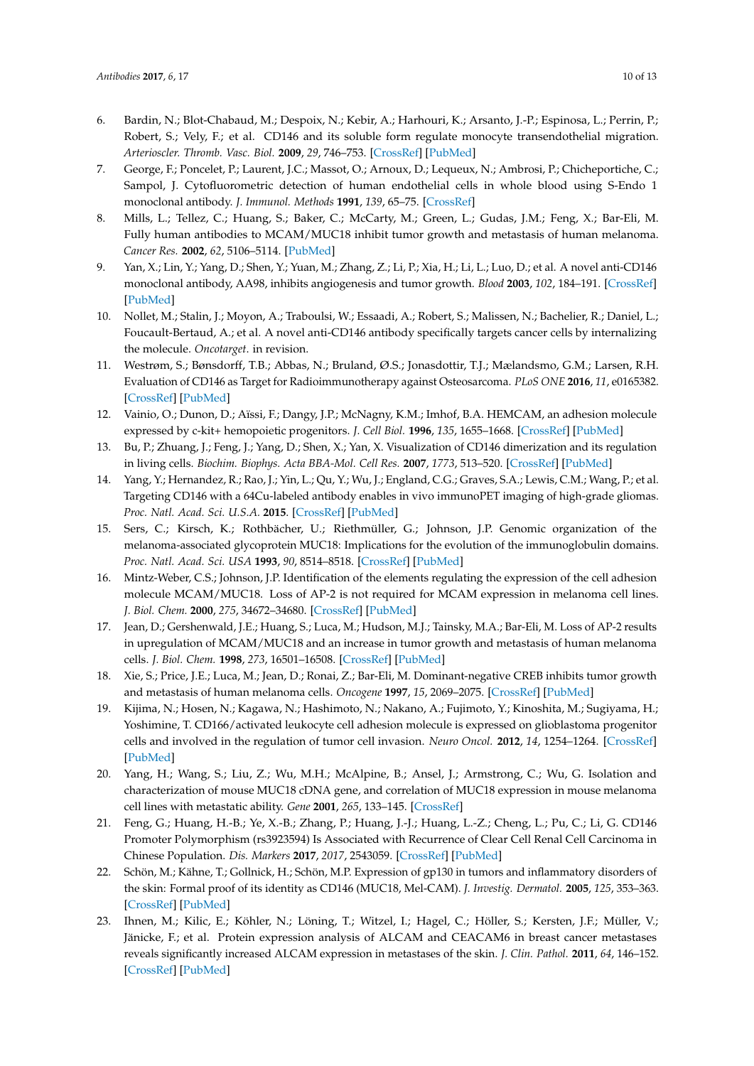6. Bardin, N.; Blot-Chabaud, M.; Despoix, N.; Kebir, A.; Harhouri, K.; Arsanto, J.-P.; Espinosa, L.; Perrin, P.; Robert, S.; Vely, F.; et al. CD146 and its soluble form regulate monocyte transendothelial migration. *Arterioscler. Thromb. Vasc. Biol.* **2009**, *29*, 746–753. [CrossRef] [PubMed]
7. George, F.; Poncelet, P.; Laurent, J.C.; Massot, O.; Arnoux, D.; Lequeux, N.; Ambrosi, P.; Chicheportiche, C.; Sampol, J. Cytofluorometric detection of human endothelial cells in whole blood using S-Endo 1 monoclonal antibody. *J. Immunol. Methods* **1991**, *139*, 65–75. [CrossRef]
8. Mills, L.; Tellez, C.; Huang, S.; Baker, C.; McCarty, M.; Green, L.; Gudas, J.M.; Feng, X.; Bar-Eli, M. Fully human antibodies to MCAM/MUC18 inhibit tumor growth and metastasis of human melanoma. *Cancer Res.* **2002**, *62*, 5106–5114. [PubMed]
9. Yan, X.; Lin, Y.; Yang, D.; Shen, Y.; Yuan, M.; Zhang, Z.; Li, P.; Xia, H.; Li, L.; Luo, D.; et al. A novel anti-CD146 monoclonal antibody, AA98, inhibits angiogenesis and tumor growth. *Blood* **2003**, *102*, 184–191. [CrossRef] [PubMed]
10. Nollet, M.; Stalin, J.; Moyon, A.; Traboulsi, W.; Essaadi, A.; Robert, S.; Malissen, N.; Bachelier, R.; Daniel, L.; Foucault-Bertaud, A.; et al. A novel anti-CD146 antibody specifically targets cancer cells by internalizing the molecule. *Oncotarget.* in revision.
11. Westrøm, S.; Bønsdorff, T.B.; Abbas, N.; Bruland, Ø.S.; Jonasdottir, T.J.; Mælandsmo, G.M.; Larsen, R.H. Evaluation of CD146 as Target for Radioimmunotherapy against Osteosarcoma. *PLoS ONE* **2016**, *11*, e0165382. [CrossRef] [PubMed]
12. Vainio, O.; Dunon, D.; Aïssi, F.; Dangy, J.P.; McNagny, K.M.; Imhof, B.A. HEMCAM, an adhesion molecule expressed by c-kit+ hemopoietic progenitors. *J. Cell Biol.* **1996**, *135*, 1655–1668. [CrossRef] [PubMed]
13. Bu, P.; Zhuang, J.; Feng, J.; Yang, D.; Shen, X.; Yan, X. Visualization of CD146 dimerization and its regulation in living cells. *Biochim. Biophys. Acta BBA-Mol. Cell Res.* **2007**, *1773*, 513–520. [CrossRef] [PubMed]
14. Yang, Y.; Hernandez, R.; Rao, J.; Yin, L.; Qu, Y.; Wu, J.; England, C.G.; Graves, S.A.; Lewis, C.M.; Wang, P.; et al. Targeting CD146 with a 64Cu-labeled antibody enables in vivo immunoPET imaging of high-grade gliomas. *Proc. Natl. Acad. Sci. U.S.A.* **2015**. [CrossRef] [PubMed]
15. Sers, C.; Kirsch, K.; Rothbächer, U.; Riethmüller, G.; Johnson, J.P. Genomic organization of the melanoma-associated glycoprotein MUC18: Implications for the evolution of the immunoglobulin domains. *Proc. Natl. Acad. Sci. USA* **1993**, *90*, 8514–8518. [CrossRef] [PubMed]
16. Mintz-Weber, C.S.; Johnson, J.P. Identification of the elements regulating the expression of the cell adhesion molecule MCAM/MUC18. Loss of AP-2 is not required for MCAM expression in melanoma cell lines. *J. Biol. Chem.* **2000**, *275*, 34672–34680. [CrossRef] [PubMed]
17. Jean, D.; Gershenwald, J.E.; Huang, S.; Luca, M.; Hudson, M.J.; Tainsky, M.A.; Bar-Eli, M. Loss of AP-2 results in upregulation of MCAM/MUC18 and an increase in tumor growth and metastasis of human melanoma cells. *J. Biol. Chem.* **1998**, *273*, 16501–16508. [CrossRef] [PubMed]
18. Xie, S.; Price, J.E.; Luca, M.; Jean, D.; Ronai, Z.; Bar-Eli, M. Dominant-negative CREB inhibits tumor growth and metastasis of human melanoma cells. *Oncogene* **1997**, *15*, 2069–2075. [CrossRef] [PubMed]
19. Kijima, N.; Hosen, N.; Kagawa, N.; Hashimoto, N.; Nakano, A.; Fujimoto, Y.; Kinoshita, M.; Sugiyama, H.; Yoshimine, T. CD166/activated leukocyte cell adhesion molecule is expressed on glioblastoma progenitor cells and involved in the regulation of tumor cell invasion. *Neuro Oncol.* **2012**, *14*, 1254–1264. [CrossRef] [PubMed]
20. Yang, H.; Wang, S.; Liu, Z.; Wu, M.H.; McAlpine, B.; Ansel, J.; Armstrong, C.; Wu, G. Isolation and characterization of mouse MUC18 cDNA gene, and correlation of MUC18 expression in mouse melanoma cell lines with metastatic ability. *Gene* **2001**, *265*, 133–145. [CrossRef]
21. Feng, G.; Huang, H.-B.; Ye, X.-B.; Zhang, P.; Huang, J.-J.; Huang, L.-Z.; Cheng, L.; Pu, C.; Li, G. CD146 Promoter Polymorphism (rs3923594) Is Associated with Recurrence of Clear Cell Renal Cell Carcinoma in Chinese Population. *Dis. Markers* **2017**, *2017*, 2543059. [CrossRef] [PubMed]
22. Schön, M.; Kähne, T.; Gollnick, H.; Schön, M.P. Expression of gp130 in tumors and inflammatory disorders of the skin: Formal proof of its identity as CD146 (MUC18, Mel-CAM). *J. Investig. Dermatol.* **2005**, *125*, 353–363. [CrossRef] [PubMed]
23. Ihnen, M.; Kilic, E.; Köhler, N.; Löning, T.; Witzel, I.; Hagel, C.; Höller, S.; Kersten, J.F.; Müller, V.; Jänicke, F.; et al. Protein expression analysis of ALCAM and CEACAM6 in breast cancer metastases reveals significantly increased ALCAM expression in metastases of the skin. *J. Clin. Pathol.* **2011**, *64*, 146–152. [CrossRef] [PubMed]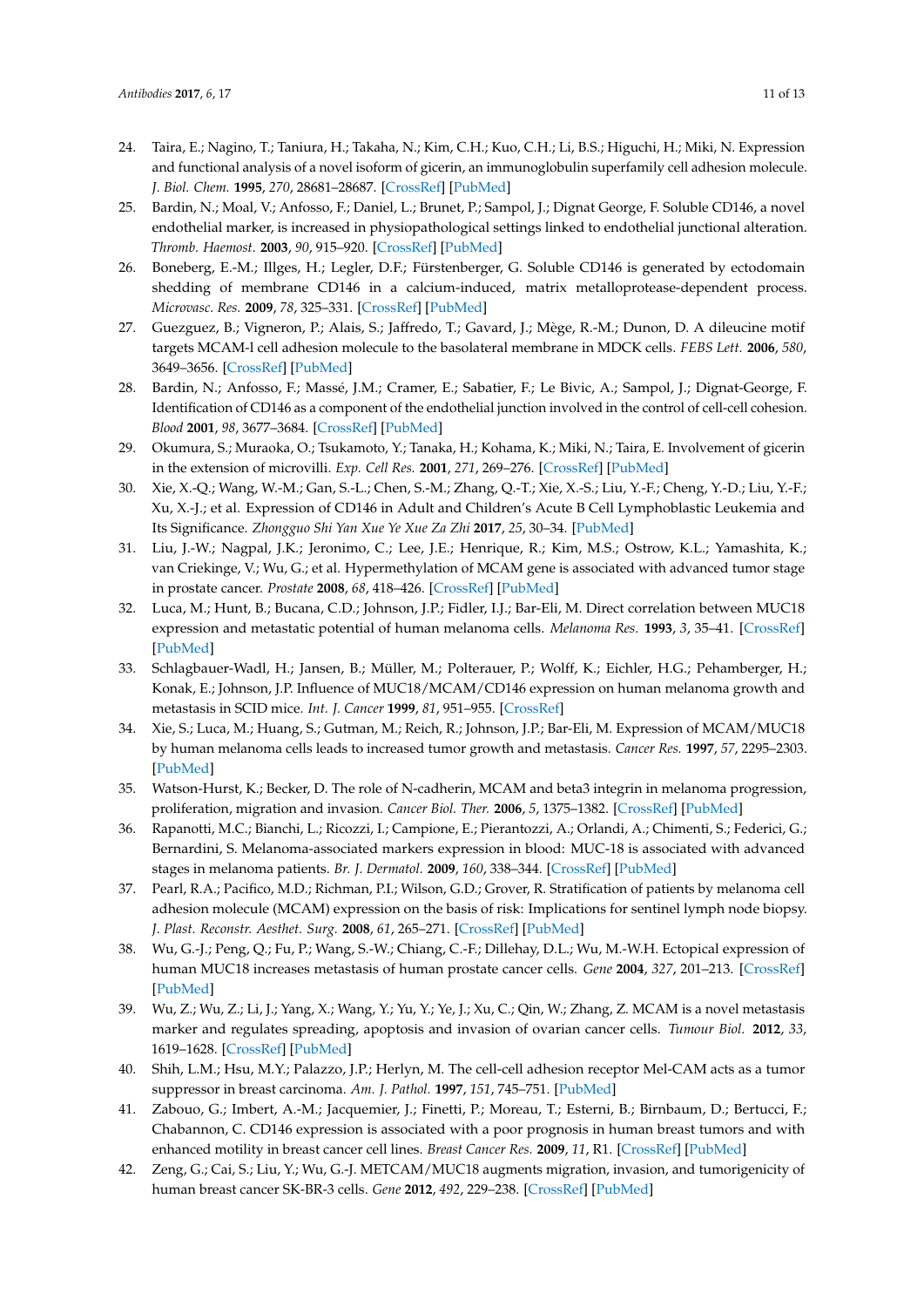24. Taira, E.; Nagino, T.; Taniura, H.; Takaha, N.; Kim, C.H.; Kuo, C.H.; Li, B.S.; Higuchi, H.; Miki, N. Expression and functional analysis of a novel isoform of gicerin, an immunoglobulin superfamily cell adhesion molecule. *J. Biol. Chem.* **1995**, *270*, 28681–28687. [CrossRef] [PubMed]
25. Bardin, N.; Moal, V.; Anfosso, F.; Daniel, L.; Brunet, P.; Sampol, J.; Dignat George, F. Soluble CD146, a novel endothelial marker, is increased in physiopathological settings linked to endothelial junctional alteration. *Thromb. Haemost.* **2003**, *90*, 915–920. [CrossRef] [PubMed]
26. Boneberg, E.-M.; Illges, H.; Legler, D.F.; Fürstenberger, G. Soluble CD146 is generated by ectodomain shedding of membrane CD146 in a calcium-induced, matrix metalloprotease-dependent process. *Microvasc. Res.* **2009**, *78*, 325–331. [CrossRef] [PubMed]
27. Guezguez, B.; Vigneron, P.; Alais, S.; Jaffredo, T.; Gavard, J.; Mège, R.-M.; Dunon, D. A dileucine motif targets MCAM-l cell adhesion molecule to the basolateral membrane in MDCK cells. *FEBS Lett.* **2006**, *580*, 3649–3656. [CrossRef] [PubMed]
28. Bardin, N.; Anfosso, F.; Massé, J.M.; Cramer, E.; Sabatier, F.; Le Bivic, A.; Sampol, J.; Dignat-George, F. Identification of CD146 as a component of the endothelial junction involved in the control of cell-cell cohesion. *Blood* **2001**, *98*, 3677–3684. [CrossRef] [PubMed]
29. Okumura, S.; Muraoka, O.; Tsukamoto, Y.; Tanaka, H.; Kohama, K.; Miki, N.; Taira, E. Involvement of gicerin in the extension of microvilli. *Exp. Cell Res.* **2001**, *271*, 269–276. [CrossRef] [PubMed]
30. Xie, X.-Q.; Wang, W.-M.; Gan, S.-L.; Chen, S.-M.; Zhang, Q.-T.; Xie, X.-S.; Liu, Y.-F.; Cheng, Y.-D.; Liu, Y.-F.; Xu, X.-J.; et al. Expression of CD146 in Adult and Children's Acute B Cell Lymphoblastic Leukemia and Its Significance. *Zhongguo Shi Yan Xue Ye Xue Za Zhi* **2017**, *25*, 30–34. [PubMed]
31. Liu, J.-W.; Nagpal, J.K.; Jeronimo, C.; Lee, J.E.; Henrique, R.; Kim, M.S.; Ostrow, K.L.; Yamashita, K.; van Criekinge, V.; Wu, G.; et al. Hypermethylation of MCAM gene is associated with advanced tumor stage in prostate cancer. *Prostate* **2008**, *68*, 418–426. [CrossRef] [PubMed]
32. Luca, M.; Hunt, B.; Bucana, C.D.; Johnson, J.P.; Fidler, I.J.; Bar-Eli, M. Direct correlation between MUC18 expression and metastatic potential of human melanoma cells. *Melanoma Res.* **1993**, *3*, 35–41. [CrossRef] [PubMed]
33. Schlagbauer-Wadl, H.; Jansen, B.; Müller, M.; Polterauer, P.; Wolff, K.; Eichler, H.G.; Pehamberger, H.; Konak, E.; Johnson, J.P. Influence of MUC18/MCAM/CD146 expression on human melanoma growth and metastasis in SCID mice. *Int. J. Cancer* **1999**, *81*, 951–955. [CrossRef]
34. Xie, S.; Luca, M.; Huang, S.; Gutman, M.; Reich, R.; Johnson, J.P.; Bar-Eli, M. Expression of MCAM/MUC18 by human melanoma cells leads to increased tumor growth and metastasis. *Cancer Res.* **1997**, *57*, 2295–2303. [PubMed]
35. Watson-Hurst, K.; Becker, D. The role of N-cadherin, MCAM and beta3 integrin in melanoma progression, proliferation, migration and invasion. *Cancer Biol. Ther.* **2006**, *5*, 1375–1382. [CrossRef] [PubMed]
36. Rapanotti, M.C.; Bianchi, L.; Ricozzi, I.; Campione, E.; Pierantozzi, A.; Orlandi, A.; Chimenti, S.; Federici, G.; Bernardini, S. Melanoma-associated markers expression in blood: MUC-18 is associated with advanced stages in melanoma patients. *Br. J. Dermatol.* **2009**, *160*, 338–344. [CrossRef] [PubMed]
37. Pearl, R.A.; Pacifico, M.D.; Richman, P.I.; Wilson, G.D.; Grover, R. Stratification of patients by melanoma cell adhesion molecule (MCAM) expression on the basis of risk: Implications for sentinel lymph node biopsy. *J. Plast. Reconstr. Aesthet. Surg.* **2008**, *61*, 265–271. [CrossRef] [PubMed]
38. Wu, G.-J.; Peng, Q.; Fu, P.; Wang, S.-W.; Chiang, C.-F.; Dillehay, D.L.; Wu, M.-W.H. Ectopical expression of human MUC18 increases metastasis of human prostate cancer cells. *Gene* **2004**, *327*, 201–213. [CrossRef] [PubMed]
39. Wu, Z.; Wu, Z.; Li, J.; Yang, X.; Wang, Y.; Yu, Y.; Ye, J.; Xu, C.; Qin, W.; Zhang, Z. MCAM is a novel metastasis marker and regulates spreading, apoptosis and invasion of ovarian cancer cells. *Tumour Biol.* **2012**, *33*, 1619–1628. [CrossRef] [PubMed]
40. Shih, L.M.; Hsu, M.Y.; Palazzo, J.P.; Herlyn, M. The cell-cell adhesion receptor Mel-CAM acts as a tumor suppressor in breast carcinoma. *Am. J. Pathol.* **1997**, *151*, 745–751. [PubMed]
41. Zabouo, G.; Imbert, A.-M.; Jacquemier, J.; Finetti, P.; Moreau, T.; Esterni, B.; Birnbaum, D.; Bertucci, F.; Chabannon, C. CD146 expression is associated with a poor prognosis in human breast tumors and with enhanced motility in breast cancer cell lines. *Breast Cancer Res.* **2009**, *11*, R1. [CrossRef] [PubMed]
42. Zeng, G.; Cai, S.; Liu, Y.; Wu, G.-J. METCAM/MUC18 augments migration, invasion, and tumorigenicity of human breast cancer SK-BR-3 cells. *Gene* **2012**, *492*, 229–238. [CrossRef] [PubMed]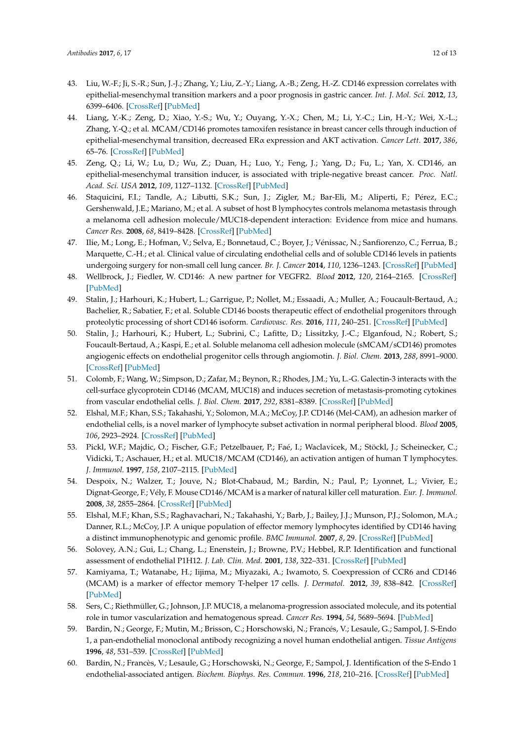43. Liu, W.-F.; Ji, S.-R.; Sun, J.-J.; Zhang, Y.; Liu, Z.-Y.; Liang, A.-B.; Zeng, H.-Z. CD146 expression correlates with epithelial-mesenchymal transition markers and a poor prognosis in gastric cancer. *Int. J. Mol. Sci.* **2012**, *13*, 6399–6406. [CrossRef] [PubMed]
44. Liang, Y.-K.; Zeng, D.; Xiao, Y.-S.; Wu, Y.; Ouyang, Y.-X.; Chen, M.; Li, Y.-C.; Lin, H.-Y.; Wei, X.-L.; Zhang, Y.-Q.; et al. MCAM/CD146 promotes tamoxifen resistance in breast cancer cells through induction of epithelial-mesenchymal transition, decreased ERα expression and AKT activation. *Cancer Lett.* **2017**, *386*, 65–76. [CrossRef] [PubMed]
45. Zeng, Q.; Li, W.; Lu, D.; Wu, Z.; Duan, H.; Luo, Y.; Feng, J.; Yang, D.; Fu, L.; Yan, X. CD146, an epithelial-mesenchymal transition inducer, is associated with triple-negative breast cancer. *Proc. Natl. Acad. Sci. USA* **2012**, *109*, 1127–1132. [CrossRef] [PubMed]
46. Staquicini, F.I.; Tandle, A.; Libutti, S.K.; Sun, J.; Zigler, M.; Bar-Eli, M.; Aliperti, F.; Pérez, E.C.; Gershenwald, J.E.; Mariano, M.; et al. A subset of host B lymphocytes controls melanoma metastasis through a melanoma cell adhesion molecule/MUC18-dependent interaction: Evidence from mice and humans. *Cancer Res.* **2008**, *68*, 8419–8428. [CrossRef] [PubMed]
47. Ilie, M.; Long, E.; Hofman, V.; Selva, E.; Bonnetaud, C.; Boyer, J.; Vénissac, N.; Sanfiorenzo, C.; Ferrua, B.; Marquette, C.-H.; et al. Clinical value of circulating endothelial cells and of soluble CD146 levels in patients undergoing surgery for non-small cell lung cancer. *Br. J. Cancer* **2014**, *110*, 1236–1243. [CrossRef] [PubMed]
48. Wellbrock, J.; Fiedler, W. CD146: A new partner for VEGFR2. *Blood* **2012**, *120*, 2164–2165. [CrossRef] [PubMed]
49. Stalin, J.; Harhouri, K.; Hubert, L.; Garrigue, P.; Nollet, M.; Essaadi, A.; Muller, A.; Foucault-Bertaud, A.; Bachelier, R.; Sabatier, F.; et al. Soluble CD146 boosts therapeutic effect of endothelial progenitors through proteolytic processing of short CD146 isoform. *Cardiovasc. Res.* **2016**, *111*, 240–251. [CrossRef] [PubMed]
50. Stalin, J.; Harhouri, K.; Hubert, L.; Subrini, C.; Lafitte, D.; Lissitzky, J.-C.; Elganfoud, N.; Robert, S.; Foucault-Bertaud, A.; Kaspi, E.; et al. Soluble melanoma cell adhesion molecule (sMCAM/sCD146) promotes angiogenic effects on endothelial progenitor cells through angiomotin. *J. Biol. Chem.* **2013**, *288*, 8991–9000. [CrossRef] [PubMed]
51. Colomb, F.; Wang, W.; Simpson, D.; Zafar, M.; Beynon, R.; Rhodes, J.M.; Yu, L.-G. Galectin-3 interacts with the cell-surface glycoprotein CD146 (MCAM, MUC18) and induces secretion of metastasis-promoting cytokines from vascular endothelial cells. *J. Biol. Chem.* **2017**, *292*, 8381–8389. [CrossRef] [PubMed]
52. Elshal, M.F.; Khan, S.S.; Takahashi, Y.; Solomon, M.A.; McCoy, J.P. CD146 (Mel-CAM), an adhesion marker of endothelial cells, is a novel marker of lymphocyte subset activation in normal peripheral blood. *Blood* **2005**, *106*, 2923–2924. [CrossRef] [PubMed]
53. Pickl, W.F.; Majdic, O.; Fischer, G.F.; Petzelbauer, P.; Faé, I.; Waclavicek, M.; Stöckl, J.; Scheinecker, C.; Vidicki, T.; Aschauer, H.; et al. MUC18/MCAM (CD146), an activation antigen of human T lymphocytes. *J. Immunol.* **1997**, *158*, 2107–2115. [PubMed]
54. Despoix, N.; Walzer, T.; Jouve, N.; Blot-Chabaud, M.; Bardin, N.; Paul, P.; Lyonnet, L.; Vivier, E.; Dignat-George, F.; Vély, F. Mouse CD146/MCAM is a marker of natural killer cell maturation. *Eur. J. Immunol.* **2008**, *38*, 2855–2864. [CrossRef] [PubMed]
55. Elshal, M.F.; Khan, S.S.; Raghavachari, N.; Takahashi, Y.; Barb, J.; Bailey, J.J.; Munson, P.J.; Solomon, M.A.; Danner, R.L.; McCoy, J.P. A unique population of effector memory lymphocytes identified by CD146 having a distinct immunophenotypic and genomic profile. *BMC Immunol.* **2007**, *8*, 29. [CrossRef] [PubMed]
56. Solovey, A.N.; Gui, L.; Chang, L.; Enenstein, J.; Browne, P.V.; Hebbel, R.P. Identification and functional assessment of endothelial P1H12. *J. Lab. Clin. Med.* **2001**, *138*, 322–331. [CrossRef] [PubMed]
57. Kamiyama, T.; Watanabe, H.; Iijima, M.; Miyazaki, A.; Iwamoto, S. Coexpression of CCR6 and CD146 (MCAM) is a marker of effector memory T-helper 17 cells. *J. Dermatol.* **2012**, *39*, 838–842. [CrossRef] [PubMed]
58. Sers, C.; Riethmüller, G.; Johnson, J.P. MUC18, a melanoma-progression associated molecule, and its potential role in tumor vascularization and hematogenous spread. *Cancer Res.* **1994**, *54*, 5689–5694. [PubMed]
59. Bardin, N.; George, F.; Mutin, M.; Brisson, C.; Horschowski, N.; Francés, V.; Lesaule, G.; Sampol, J. S-Endo 1, a pan-endothelial monoclonal antibody recognizing a novel human endothelial antigen. *Tissue Antigens* **1996**, *48*, 531–539. [CrossRef] [PubMed]
60. Bardin, N.; Francès, V.; Lesaule, G.; Horschowski, N.; George, F.; Sampol, J. Identification of the S-Endo 1 endothelial-associated antigen. *Biochem. Biophys. Res. Commun.* **1996**, *218*, 210–216. [CrossRef] [PubMed]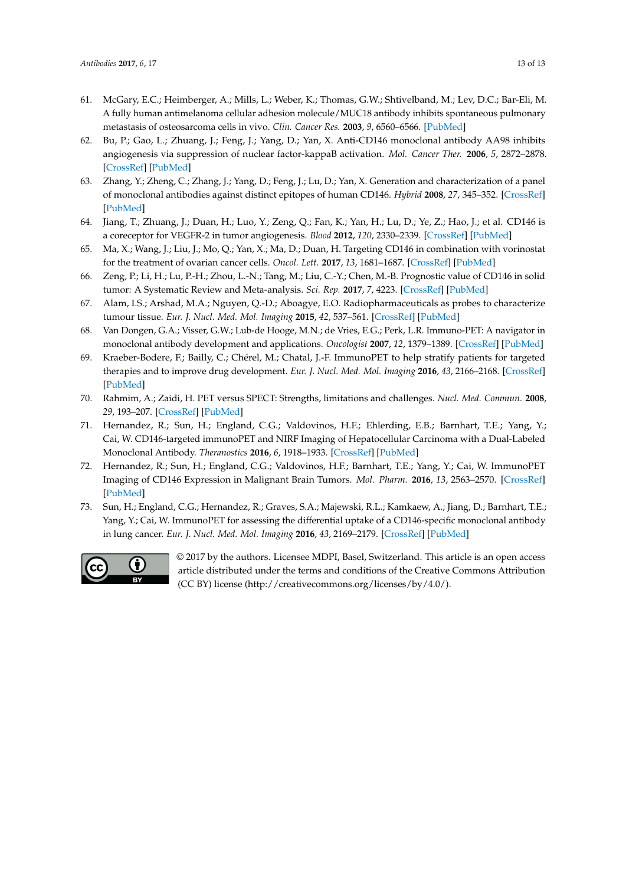61. McGary, E.C.; Heimberger, A.; Mills, L.; Weber, K.; Thomas, G.W.; Shtivelband, M.; Lev, D.C.; Bar-Eli, M. A fully human antimelanoma cellular adhesion molecule/MUC18 antibody inhibits spontaneous pulmonary metastasis of osteosarcoma cells in vivo. *Clin. Cancer Res.* **2003**, *9*, 6560–6566. [PubMed]
62. Bu, P.; Gao, L.; Zhuang, J.; Feng, J.; Yang, D.; Yan, X. Anti-CD146 monoclonal antibody AA98 inhibits angiogenesis via suppression of nuclear factor-kappaB activation. *Mol. Cancer Ther.* **2006**, *5*, 2872–2878. [CrossRef] [PubMed]
63. Zhang, Y.; Zheng, C.; Zhang, J.; Yang, D.; Feng, J.; Lu, D.; Yan, X. Generation and characterization of a panel of monoclonal antibodies against distinct epitopes of human CD146. *Hybrid* **2008**, *27*, 345–352. [CrossRef] [PubMed]
64. Jiang, T.; Zhuang, J.; Duan, H.; Luo, Y.; Zeng, Q.; Fan, K.; Yan, H.; Lu, D.; Ye, Z.; Hao, J.; et al. CD146 is a coreceptor for VEGFR-2 in tumor angiogenesis. *Blood* **2012**, *120*, 2330–2339. [CrossRef] [PubMed]
65. Ma, X.; Wang, J.; Liu, J.; Mo, Q.; Yan, X.; Ma, D.; Duan, H. Targeting CD146 in combination with vorinostat for the treatment of ovarian cancer cells. *Oncol. Lett.* **2017**, *13*, 1681–1687. [CrossRef] [PubMed]
66. Zeng, P.; Li, H.; Lu, P.-H.; Zhou, L.-N.; Tang, M.; Liu, C.-Y.; Chen, M.-B. Prognostic value of CD146 in solid tumor: A Systematic Review and Meta-analysis. *Sci. Rep.* **2017**, *7*, 4223. [CrossRef] [PubMed]
67. Alam, I.S.; Arshad, M.A.; Nguyen, Q.-D.; Aboagye, E.O. Radiopharmaceuticals as probes to characterize tumour tissue. *Eur. J. Nucl. Med. Mol. Imaging* **2015**, *42*, 537–561. [CrossRef] [PubMed]
68. Van Dongen, G.A.; Visser, G.W.; Lub-de Hooge, M.N.; de Vries, E.G.; Perk, L.R. Immuno-PET: A navigator in monoclonal antibody development and applications. *Oncologist* **2007**, *12*, 1379–1389. [CrossRef] [PubMed]
69. Kraeber-Bodere, F.; Bailly, C.; Chérel, M.; Chatal, J.-F. ImmunoPET to help stratify patients for targeted therapies and to improve drug development. *Eur. J. Nucl. Med. Mol. Imaging* **2016**, *43*, 2166–2168. [CrossRef] [PubMed]
70. Rahmim, A.; Zaidi, H. PET versus SPECT: Strengths, limitations and challenges. *Nucl. Med. Commun.* **2008**, *29*, 193–207. [CrossRef] [PubMed]
71. Hernandez, R.; Sun, H.; England, C.G.; Valdovinos, H.F.; Ehlerding, E.B.; Barnhart, T.E.; Yang, Y.; Cai, W. CD146-targeted immunoPET and NIRF Imaging of Hepatocellular Carcinoma with a Dual-Labeled Monoclonal Antibody. *Theranostics* **2016**, *6*, 1918–1933. [CrossRef] [PubMed]
72. Hernandez, R.; Sun, H.; England, C.G.; Valdovinos, H.F.; Barnhart, T.E.; Yang, Y.; Cai, W. ImmunoPET Imaging of CD146 Expression in Malignant Brain Tumors. *Mol. Pharm.* **2016**, *13*, 2563–2570. [CrossRef] [PubMed]
73. Sun, H.; England, C.G.; Hernandez, R.; Graves, S.A.; Majewski, R.L.; Kamkaew, A.; Jiang, D.; Barnhart, T.E.; Yang, Y.; Cai, W. ImmunoPET for assessing the differential uptake of a CD146-specific monoclonal antibody in lung cancer. *Eur. J. Nucl. Med. Mol. Imaging* **2016**, *43*, 2169–2179. [CrossRef] [PubMed]

© 2017 by the authors. Licensee MDPI, Basel, Switzerland. This article is an open access article distributed under the terms and conditions of the Creative Commons Attribution (CC BY) license (http://creativecommons.org/licenses/by/4.0/).